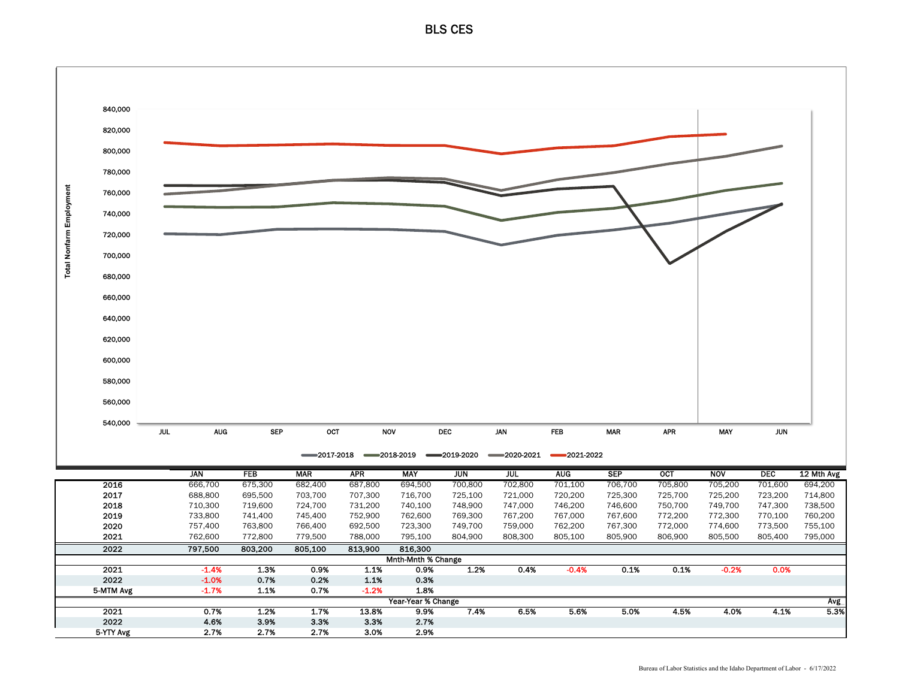# BLS CES

Total Nonfarm Employment

Legend: 2017-2018, 2018-2019, 2019-2020, 2020-2021, 2021-2022

| | JAN | FEB | MAR | APR | MAY | JUN | JUL | AUG | SEP | OCT | NOV | DEC | 12 Mth Avg |
|---|---|---|---|---|---|---|---|---|---|---|---|---|---|
| 2016 | 666,700 | 675,300 | 682,400 | 687,800 | 694,500 | 700,800 | 702,800 | 701,100 | 706,700 | 705,800 | 705,200 | 701,600 | 694,200 |
| 2017 | 688,800 | 695,500 | 703,700 | 707,300 | 716,700 | 725,100 | 721,000 | 720,200 | 725,300 | 725,700 | 725,200 | 723,200 | 714,800 |
| 2018 | 710,300 | 719,600 | 724,700 | 731,200 | 740,100 | 748,900 | 747,000 | 746,200 | 746,600 | 750,700 | 749,700 | 747,300 | 738,500 |
| 2019 | 733,800 | 741,400 | 745,400 | 752,900 | 762,600 | 769,300 | 767,200 | 767,000 | 767,600 | 772,200 | 772,300 | 770,100 | 760,200 |
| 2020 | 757,400 | 763,800 | 766,400 | 692,500 | 723,300 | 749,700 | 759,000 | 762,200 | 767,300 | 772,000 | 774,600 | 773,500 | 755,100 |
| 2021 | 762,600 | 772,800 | 779,500 | 788,000 | 795,100 | 804,900 | 808,300 | 805,100 | 805,900 | 806,900 | 805,500 | 805,400 | 795,000 |
| **2022** | **797,500** | **803,200** | **805,100** | **813,900** | **816,300** | | | | | | | | |
| **Mnth-Mnth % Change** | | | | | | | | | | | | | |
| 2021 | -1.4% | 1.3% | 0.9% | 1.1% | 0.9% | 1.2% | 0.4% | -0.4% | 0.1% | 0.1% | -0.2% | 0.0% | |
| 2022 | -1.0% | 0.7% | 0.2% | 1.1% | 0.3% | | | | | | | | |
| 5-MTM Avg | -1.7% | 1.1% | 0.7% | -1.2% | 1.8% | | | | | | | | |
| **Year-Year % Change** | | | | | | | | | | | | | Avg |
| 2021 | 0.7% | 1.2% | 1.7% | 13.8% | 9.9% | 7.4% | 6.5% | 5.6% | 5.0% | 4.5% | 4.0% | 4.1% | 5.3% |
| 2022 | 4.6% | 3.9% | 3.3% | 3.3% | 2.7% | | | | | | | | |
| 5-YTY Avg | 2.7% | 2.7% | 2.7% | 3.0% | 2.9% | | | | | | | | |

Bureau of Labor Statistics and the Idaho Department of Labor - 6/17/2022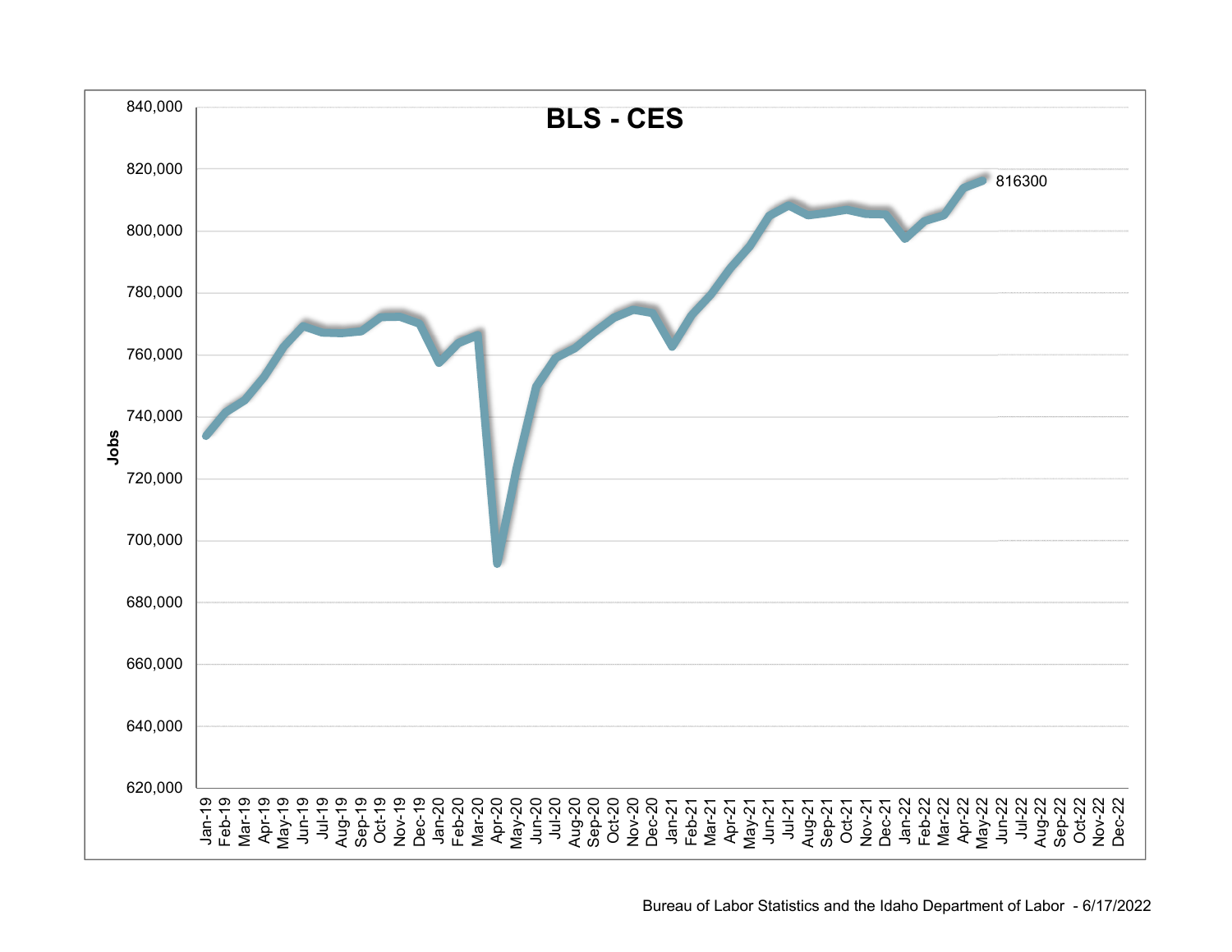# BLS - CES

Jobs

840,000
820,000
800,000
780,000
760,000
740,000
720,000
700,000
680,000
660,000
640,000
620,000

Jan-19 Feb-19 Mar-19 Apr-19 May-19 Jun-19 Jul-19 Aug-19 Sep-19 Oct-19 Nov-19 Dec-19 Jan-20 Feb-20 Mar-20 Apr-20 May-20 Jun-20 Jul-20 Aug-20 Sep-20 Oct-20 Nov-20 Dec-20 Jan-21 Feb-21 Mar-21 Apr-21 May-21 Jun-21 Jul-21 Aug-21 Sep-21 Oct-21 Nov-21 Dec-21 Jan-22 Feb-22 Mar-22 Apr-22 May-22 Jun-22 Jul-22 Aug-22 Sep-22 Oct-22 Nov-22 Dec-22

816300

Bureau of Labor Statistics and the Idaho Department of Labor - 6/17/2022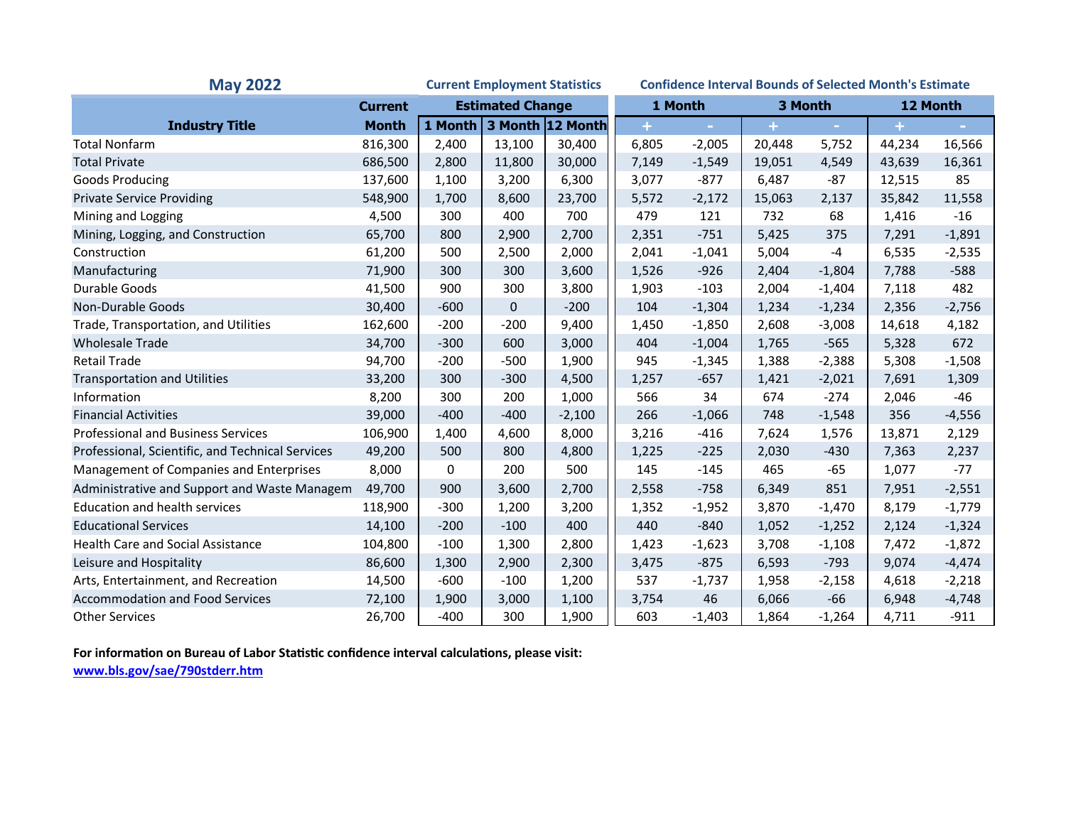## May 2022

| Industry Title | Current Month | Current Employment Statistics Estimated Change 1 Month | 3 Month | 12 Month | Confidence Interval Bounds of Selected Month's Estimate 1 Month + | 1 Month - | 3 Month + | 3 Month - | 12 Month + | 12 Month - |
|---|---|---|---|---|---|---|---|---|---|---|
| Total Nonfarm | 816,300 | 2,400 | 13,100 | 30,400 | 6,805 | -2,005 | 20,448 | 5,752 | 44,234 | 16,566 |
| Total Private | 686,500 | 2,800 | 11,800 | 30,000 | 7,149 | -1,549 | 19,051 | 4,549 | 43,639 | 16,361 |
| Goods Producing | 137,600 | 1,100 | 3,200 | 6,300 | 3,077 | -877 | 6,487 | -87 | 12,515 | 85 |
| Private Service Providing | 548,900 | 1,700 | 8,600 | 23,700 | 5,572 | -2,172 | 15,063 | 2,137 | 35,842 | 11,558 |
| Mining and Logging | 4,500 | 300 | 400 | 700 | 479 | 121 | 732 | 68 | 1,416 | -16 |
| Mining, Logging, and Construction | 65,700 | 800 | 2,900 | 2,700 | 2,351 | -751 | 5,425 | 375 | 7,291 | -1,891 |
| Construction | 61,200 | 500 | 2,500 | 2,000 | 2,041 | -1,041 | 5,004 | -4 | 6,535 | -2,535 |
| Manufacturing | 71,900 | 300 | 300 | 3,600 | 1,526 | -926 | 2,404 | -1,804 | 7,788 | -588 |
| Durable Goods | 41,500 | 900 | 300 | 3,800 | 1,903 | -103 | 2,004 | -1,404 | 7,118 | 482 |
| Non-Durable Goods | 30,400 | -600 | 0 | -200 | 104 | -1,304 | 1,234 | -1,234 | 2,356 | -2,756 |
| Trade, Transportation, and Utilities | 162,600 | -200 | -200 | 9,400 | 1,450 | -1,850 | 2,608 | -3,008 | 14,618 | 4,182 |
| Wholesale Trade | 34,700 | -300 | 600 | 3,000 | 404 | -1,004 | 1,765 | -565 | 5,328 | 672 |
| Retail Trade | 94,700 | -200 | -500 | 1,900 | 945 | -1,345 | 1,388 | -2,388 | 5,308 | -1,508 |
| Transportation and Utilities | 33,200 | 300 | -300 | 4,500 | 1,257 | -657 | 1,421 | -2,021 | 7,691 | 1,309 |
| Information | 8,200 | 300 | 200 | 1,000 | 566 | 34 | 674 | -274 | 2,046 | -46 |
| Financial Activities | 39,000 | -400 | -400 | -2,100 | 266 | -1,066 | 748 | -1,548 | 356 | -4,556 |
| Professional and Business Services | 106,900 | 1,400 | 4,600 | 8,000 | 3,216 | -416 | 7,624 | 1,576 | 13,871 | 2,129 |
| Professional, Scientific, and Technical Services | 49,200 | 500 | 800 | 4,800 | 1,225 | -225 | 2,030 | -430 | 7,363 | 2,237 |
| Management of Companies and Enterprises | 8,000 | 0 | 200 | 500 | 145 | -145 | 465 | -65 | 1,077 | -77 |
| Administrative and Support and Waste Managem | 49,700 | 900 | 3,600 | 2,700 | 2,558 | -758 | 6,349 | 851 | 7,951 | -2,551 |
| Education and health services | 118,900 | -300 | 1,200 | 3,200 | 1,352 | -1,952 | 3,870 | -1,470 | 8,179 | -1,779 |
| Educational Services | 14,100 | -200 | -100 | 400 | 440 | -840 | 1,052 | -1,252 | 2,124 | -1,324 |
| Health Care and Social Assistance | 104,800 | -100 | 1,300 | 2,800 | 1,423 | -1,623 | 3,708 | -1,108 | 7,472 | -1,872 |
| Leisure and Hospitality | 86,600 | 1,300 | 2,900 | 2,300 | 3,475 | -875 | 6,593 | -793 | 9,074 | -4,474 |
| Arts, Entertainment, and Recreation | 14,500 | -600 | -100 | 1,200 | 537 | -1,737 | 1,958 | -2,158 | 4,618 | -2,218 |
| Accommodation and Food Services | 72,100 | 1,900 | 3,000 | 1,100 | 3,754 | 46 | 6,066 | -66 | 6,948 | -4,748 |
| Other Services | 26,700 | -400 | 300 | 1,900 | 603 | -1,403 | 1,864 | -1,264 | 4,711 | -911 |

**For information on Bureau of Labor Statistic confidence interval calculations, please visit:**
**www.bls.gov/sae/790stderr.htm**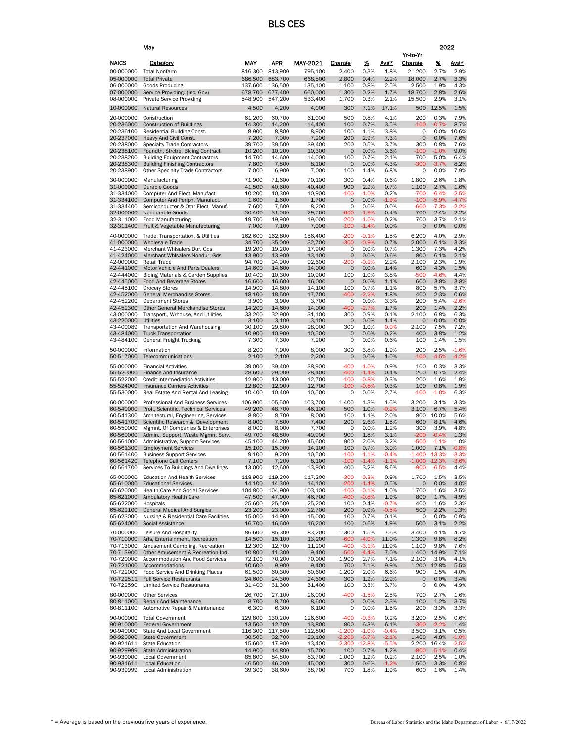# BLS CES

May 2022

| NAICS | Category | MAY | APR | MAY-2021 | Change | % | Avg* | Yr-to-Yr Change | % | Avg* |
|---|---|---|---|---|---|---|---|---|---|---|
| 00-000000 | Total Nonfarm | 816,300 | 813,900 | 795,100 | 2,400 | 0.3% | 1.8% | 21,200 | 2.7% | 2.9% |
| 05-000000 | Total Private | 686,500 | 683,700 | 668,500 | 2,800 | 0.4% | 2.2% | 18,000 | 2.7% | 3.3% |
| 06-000000 | Goods Producing | 137,600 | 136,500 | 135,100 | 1,100 | 0.8% | 2.5% | 2,500 | 1.9% | 4.3% |
| 07-000000 | Service Providing. (Inc. Gov) | 678,700 | 677,400 | 660,000 | 1,300 | 0.2% | 1.7% | 18,700 | 2.8% | 2.6% |
| 08-000000 | Private Service Providing | 548,900 | 547,200 | 533,400 | 1,700 | 0.3% | 2.1% | 15,500 | 2.9% | 3.1% |
| 10-000000 | Natural Resources | 4,500 | 4,200 | 4,000 | 300 | 7.1% | 17.1% | 500 | 12.5% | 1.5% |
| 20-000000 | Construction | 61,200 | 60,700 | 61,000 | 500 | 0.8% | 4.1% | 200 | 0.3% | 7.9% |
| 20-236000 | Construction of Buildings | 14,300 | 14,200 | 14,400 | 100 | 0.7% | 3.5% | -100 | -0.7% | 8.7% |
| 20-236100 | Residential Building Const. | 8,900 | 8,800 | 8,900 | 100 | 1.1% | 3.8% | 0 | 0.0% | 10.6% |
| 20-237000 | Heavy And Civil Const. | 7,200 | 7,000 | 7,200 | 200 | 2.9% | 7.3% | 0 | 0.0% | 7.6% |
| 20-238000 | Specialty Trade Contractors | 39,700 | 39,500 | 39,400 | 200 | 0.5% | 3.7% | 300 | 0.8% | 7.6% |
| 20-238100 | Foundtn, Strctre, Bldng Contract | 10,200 | 10,200 | 10,300 | 0 | 0.0% | 3.6% | -100 | -1.0% | 9.0% |
| 20-238200 | Building Equipment Contractors | 14,700 | 14,600 | 14,000 | 100 | 0.7% | 2.1% | 700 | 5.0% | 6.4% |
| 20-238300 | Building Finishing Contractors | 7,800 | 7,800 | 8,100 | 0 | 0.0% | 4.3% | -300 | -3.7% | 8.2% |
| 20-238900 | Other Specialty Trade Contractors | 7,000 | 6,900 | 7,000 | 100 | 1.4% | 6.8% | 0 | 0.0% | 7.9% |
| 30-000000 | Manufacturing | 71,900 | 71,600 | 70,100 | 300 | 0.4% | 0.6% | 1,800 | 2.6% | 1.8% |
| 31-000000 | Durable Goods | 41,500 | 40,600 | 40,400 | 900 | 2.2% | 0.7% | 1,100 | 2.7% | 1.6% |
| 31-334000 | Computer And Elect. Manufact. | 10,200 | 10,300 | 10,900 | -100 | -1.0% | 0.2% | -700 | -6.4% | -2.5% |
| 31-334100 | Computer And Periph. Manufact. | 1,600 | 1,600 | 1,700 | 0 | 0.0% | -1.9% | -100 | -5.9% | -4.7% |
| 31-334400 | Semiconducter & Othr Elect. Manuf. | 7,600 | 7,600 | 8,200 | 0 | 0.0% | 0.0% | -600 | -7.3% | -2.2% |
| 32-000000 | Nondurable Goods | 30,400 | 31,000 | 29,700 | -600 | -1.9% | 0.4% | 700 | 2.4% | 2.2% |
| 32-311000 | Food Manufacturing | 19,700 | 19,900 | 19,000 | -200 | -1.0% | 0.2% | 700 | 3.7% | 2.1% |
| 32-311400 | Fruit & Vegetable Manufacturing | 7,000 | 7,100 | 7,000 | -100 | -1.4% | 0.0% | 0 | 0.0% | 0.0% |
| 40-000000 | Trade, Transportation, & Utilities | 162,600 | 162,800 | 156,400 | -200 | -0.1% | 1.5% | 6,200 | 4.0% | 2.9% |
| 41-000000 | Wholesale Trade | 34,700 | 35,000 | 32,700 | -300 | -0.9% | 0.7% | 2,000 | 6.1% | 3.3% |
| 41-423000 | Merchant Whlsalers Dur. Gds | 19,200 | 19,200 | 17,900 | 0 | 0.0% | 0.7% | 1,300 | 7.3% | 4.2% |
| 41-424000 | Merchant Whlsalers Nondur. Gds | 13,900 | 13,900 | 13,100 | 0 | 0.0% | 0.6% | 800 | 6.1% | 2.1% |
| 42-000000 | Retail Trade | 94,700 | 94,900 | 92,600 | -200 | -0.2% | 2.2% | 2,100 | 2.3% | 1.9% |
| 42-441000 | Motor Vehicle And Parts Dealers | 14,600 | 14,600 | 14,000 | 0 | 0.0% | 1.4% | 600 | 4.3% | 1.5% |
| 42-444000 | Blding Materials & Garden Supplies | 10,400 | 10,300 | 10,900 | 100 | 1.0% | 3.8% | -500 | -4.6% | 4.4% |
| 42-445000 | Food And Beverage Stores | 16,600 | 16,600 | 16,000 | 0 | 0.0% | 1.1% | 600 | 3.8% | 3.8% |
| 42-445100 | Grocery Stores | 14,900 | 14,800 | 14,100 | 100 | 0.7% | 1.1% | 800 | 5.7% | 3.7% |
| 42-452000 | General Merchandise Stores | 18,100 | 18,500 | 17,700 | -400 | -2.2% | 1.8% | 400 | 2.3% | 0.6% |
| 42-452200 | Department Stores | 3,900 | 3,900 | 3,700 | 0 | 0.0% | 3.3% | 200 | 5.4% | -2.6% |
| 42-452300 | Other General Merchandise Stores | 14,200 | 14,600 | 14,000 | -400 | -2.7% | 1.7% | 200 | 1.4% | 2.2% |
| 43-000000 | Transport., Whrouse, And Utilities | 33,200 | 32,900 | 31,100 | 300 | 0.9% | 0.1% | 2,100 | 6.8% | 6.3% |
| 43-220000 | Utilities | 3,100 | 3,100 | 3,100 | 0 | 0.0% | 1.4% | 0 | 0.0% | 0.0% |
| 43-400089 | Transportation And Warehousing | 30,100 | 29,800 | 28,000 | 300 | 1.0% | 0.0% | 2,100 | 7.5% | 7.2% |
| 43-484000 | Truck Transportation | 10,900 | 10,900 | 10,500 | 0 | 0.0% | 0.2% | 400 | 3.8% | 1.2% |
| 43-484100 | General Freight Trucking | 7,300 | 7,300 | 7,200 | 0 | 0.0% | 0.6% | 100 | 1.4% | 1.5% |
| 50-000000 | Information | 8,200 | 7,900 | 8,000 | 300 | 3.8% | 1.9% | 200 | 2.5% | -1.6% |
| 50-517000 | Telecommunications | 2,100 | 2,100 | 2,200 | 0 | 0.0% | 1.0% | -100 | -4.5% | -4.2% |
| 55-000000 | Financial Activities | 39,000 | 39,400 | 38,900 | -400 | -1.0% | 0.9% | 100 | 0.3% | 3.3% |
| 55-520000 | Finance And Insurance | 28,600 | 29,000 | 28,400 | -400 | -1.4% | 0.4% | 200 | 0.7% | 2.4% |
| 55-522000 | Credit Intermediation Activities | 12,900 | 13,000 | 12,700 | -100 | -0.8% | 0.3% | 200 | 1.6% | 1.9% |
| 55-524000 | Insurance Carriers Activities | 12,800 | 12,900 | 12,700 | -100 | -0.8% | 0.3% | 100 | 0.8% | 1.9% |
| 55-530000 | Real Estate And Rental And Leasing | 10,400 | 10,400 | 10,500 | 0 | 0.0% | 2.7% | -100 | -1.0% | 6.3% |
| 60-000000 | Professional And Business Services | 106,900 | 105,500 | 103,700 | 1,400 | 1.3% | 1.6% | 3,200 | 3.1% | 3.3% |
| 60-540000 | Prof., Scientific, Technical Services | 49,200 | 48,700 | 46,100 | 500 | 1.0% | -0.2% | 3,100 | 6.7% | 5.4% |
| 60-541300 | Architectural, Engineering, Services | 8,800 | 8,700 | 8,000 | 100 | 1.1% | 2.0% | 800 | 10.0% | 5.6% |
| 60-541700 | Scientific Research & Development | 8,000 | 7,800 | 7,400 | 200 | 2.6% | 1.5% | 600 | 8.1% | 4.6% |
| 60-550000 | Mgmnt. Of Companies & Enterprises | 8,000 | 8,000 | 7,700 | 0 | 0.0% | 1.2% | 300 | 3.9% | 4.8% |
| 60-560000 | Admin., Support, Waste Mgmnt Serv. | 49,700 | 48,800 | 49,900 | 900 | 1.8% | 3.1% | -200 | -0.4% | 1.3% |
| 60-561000 | Administrative, Support Services | 45,100 | 44,200 | 45,600 | 900 | 2.0% | 3.2% | -500 | -1.1% | 1.0% |
| 60-561300 | Employment Services | 15,100 | 15,000 | 14,100 | 100 | 0.7% | 3.0% | 1,000 | 7.1% | -0.8% |
| 60-561400 | Business Support Services | 9,100 | 9,200 | 10,500 | -100 | -1.1% | -0.4% | -1,400 | -13.3% | -3.3% |
| 60-561420 | Telephone Call Centers | 7,100 | 7,200 | 8,100 | -100 | -1.4% | -1.1% | -1,000 | -12.3% | -3.6% |
| 60-561700 | Services To Buildings And Dwellings | 13,000 | 12,600 | 13,900 | 400 | 3.2% | 8.6% | -900 | -6.5% | 4.4% |
| 65-000000 | Education And Health Services | 118,900 | 119,200 | 117,200 | -300 | -0.3% | 0.9% | 1,700 | 1.5% | 3.5% |
| 65-610000 | Educational Services | 14,100 | 14,300 | 14,100 | -200 | -1.4% | 0.5% | 0 | 0.0% | 4.0% |
| 65-620000 | Health Care And Social Services | 104,800 | 104,900 | 103,100 | -100 | -0.1% | 1.0% | 1,700 | 1.6% | 3.5% |
| 65-621000 | Ambulatory Health Care | 47,500 | 47,900 | 46,700 | -400 | -0.8% | 1.9% | 800 | 1.7% | 4.9% |
| 65-622000 | Hospitals | 25,600 | 25,500 | 25,200 | 100 | 0.4% | -0.7% | 400 | 1.6% | 2.3% |
| 65-622100 | General Medical And Surgical | 23,200 | 23,000 | 22,700 | 200 | 0.9% | -0.5% | 500 | 2.2% | 1.3% |
| 65-623000 | Nursing & Residential Care Facilities | 15,000 | 14,900 | 15,000 | 100 | 0.7% | 0.1% | 0 | 0.0% | 0.9% |
| 65-624000 | Social Assistance | 16,700 | 16,600 | 16,200 | 100 | 0.6% | 1.9% | 500 | 3.1% | 2.2% |
| 70-000000 | Leisure And Hospitality | 86,600 | 85,300 | 83,200 | 1,300 | 1.5% | 7.6% | 3,400 | 4.1% | 4.7% |
| 70-710000 | Arts, Entertainment, Recreation | 14,500 | 15,100 | 13,200 | -600 | -4.0% | 11.0% | 1,300 | 9.8% | 8.2% |
| 70-713000 | Amusement Gambling, Recreation | 12,300 | 12,700 | 11,200 | -400 | -3.1% | 11.9% | 1,100 | 9.8% | 7.6% |
| 70-713900 | Other Amusement & Recreation Ind. | 10,800 | 11,300 | 9,400 | -500 | -4.4% | 7.0% | 1,400 | 14.9% | 7.1% |
| 70-720000 | Accommodation And Food Services | 72,100 | 70,200 | 70,000 | 1,900 | 2.7% | 7.1% | 2,100 | 3.0% | 4.1% |
| 70-721000 | Accommodations | 10,600 | 9,900 | 9,400 | 700 | 7.1% | 9.9% | 1,200 | 12.8% | 5.5% |
| 70-722000 | Food Service And Drinking Places | 61,500 | 60,300 | 60,600 | 1,200 | 2.0% | 6.6% | 900 | 1.5% | 4.0% |
| 70-722511 | Full Service Restaurants | 24,600 | 24,300 | 24,600 | 300 | 1.2% | 12.9% | 0 | 0.0% | 3.4% |
| 70-722590 | Limited Service Restaurants | 31,400 | 31,300 | 31,400 | 100 | 0.3% | 3.7% | 0 | 0.0% | 4.9% |
| 80-000000 | Other Services | 26,700 | 27,100 | 26,000 | -400 | -1.5% | 2.5% | 700 | 2.7% | 1.6% |
| 80-811000 | Repair And Maintenance | 8,700 | 8,700 | 8,600 | 0 | 0.0% | 2.3% | 100 | 1.2% | 3.7% |
| 80-811100 | Automotive Repair & Maintenance | 6,300 | 6,300 | 6,100 | 0 | 0.0% | 1.5% | 200 | 3.3% | 3.3% |
| 90-000000 | Total Government | 129,800 | 130,200 | 126,600 | -400 | -0.3% | 0.2% | 3,200 | 2.5% | 0.6% |
| 90-910000 | Federal Government | 13,500 | 12,700 | 13,800 | 800 | 6.3% | 6.1% | -300 | -2.2% | 1.4% |
| 90-940000 | State And Local Government | 116,300 | 117,500 | 112,800 | -1,200 | -1.0% | -0.4% | 3,500 | 3.1% | 0.5% |
| 90-920000 | State Government | 30,500 | 32,700 | 29,100 | -2,200 | -6.7% | -2.1% | 1,400 | 4.8% | -1.0% |
| 90-921611 | State Education | 15,600 | 17,900 | 13,400 | -2,300 | -12.8% | -5.5% | 2,200 | 16.4% | -2.5% |
| 90-929999 | State Administration | 14,900 | 14,800 | 15,700 | 100 | 0.7% | 1.2% | -800 | -5.1% | 0.4% |
| 90-930000 | Local Government | 85,800 | 84,800 | 83,700 | 1,000 | 1.2% | 0.2% | 2,100 | 2.5% | 1.0% |
| 90-931611 | Local Education | 46,500 | 46,200 | 45,000 | 300 | 0.6% | -1.2% | 1,500 | 3.3% | 0.8% |
| 90-939999 | Local Administration | 39,300 | 38,600 | 38,700 | 700 | 1.8% | 1.9% | 600 | 1.6% | 1.4% |

* = Average is based on the previous five years of experience.

Bureau of Labor Statistics and the Idaho Department of Labor - 6/17/2022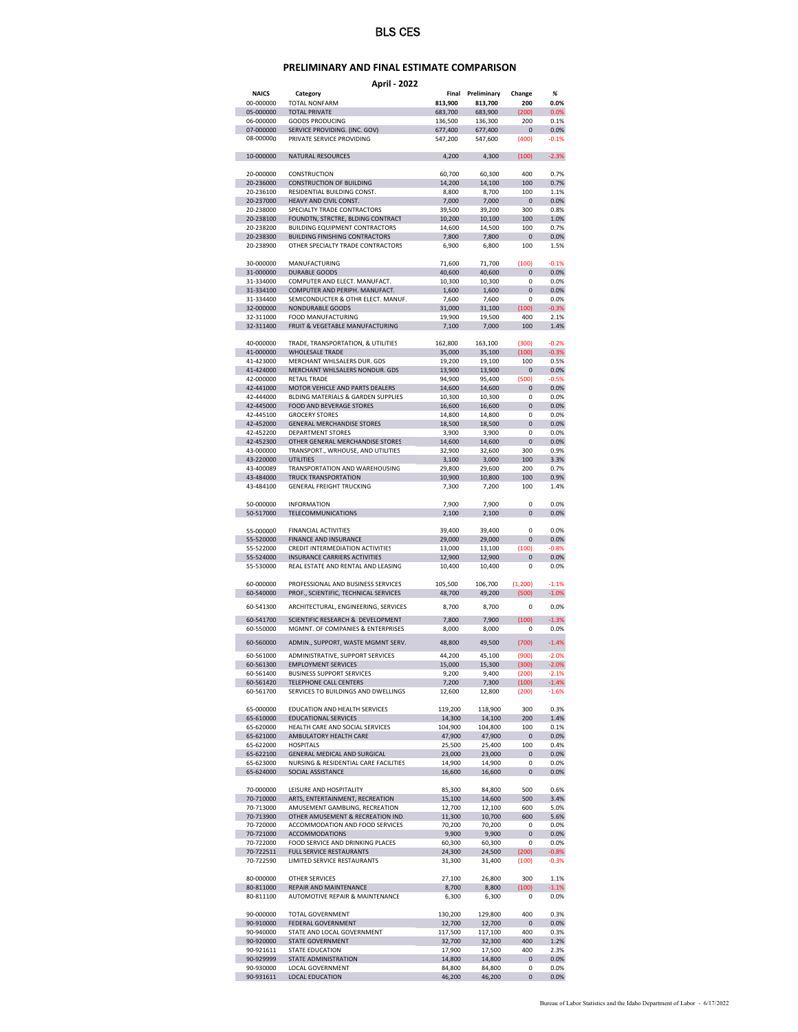# BLS CES

## PRELIMINARY AND FINAL ESTIMATE COMPARISON

### April - 2022

| NAICS | Category | Final | Preliminary | Change | % |
|---|---|---|---|---|---|
| 00-000000 | TOTAL NONFARM | 813,900 | 813,700 | 200 | 0.0% |
| 05-000000 | TOTAL PRIVATE | 683,700 | 683,900 | (200) | 0.0% |
| 06-000000 | GOODS PRODUCING | 136,500 | 136,300 | 200 | 0.1% |
| 07-000000 | SERVICE PROVIDING. (INC. GOV) | 677,400 | 677,400 | 0 | 0.0% |
| 08-000000 | PRIVATE SERVICE PROVIDING | 547,200 | 547,600 | (400) | -0.1% |
| 10-000000 | NATURAL RESOURCES | 4,200 | 4,300 | (100) | -2.3% |
| 20-000000 | CONSTRUCTION | 60,700 | 60,300 | 400 | 0.7% |
| 20-236000 | CONSTRUCTION OF BUILDING | 14,200 | 14,100 | 100 | 0.7% |
| 20-236100 | RESIDENTIAL BUILDING CONST. | 8,800 | 8,700 | 100 | 1.1% |
| 20-237000 | HEAVY AND CIVIL CONST. | 7,000 | 7,000 | 0 | 0.0% |
| 20-238000 | SPECIALTY TRADE CONTRACTORS | 39,500 | 39,200 | 300 | 0.8% |
| 20-238100 | FOUNDTN, STRCTRE, BLDING CONTRACT | 10,200 | 10,100 | 100 | 1.0% |
| 20-238200 | BUILDING EQUIPMENT CONTRACTORS | 14,600 | 14,500 | 100 | 0.7% |
| 20-238300 | BUILDING FINISHING CONTRACTORS | 7,800 | 7,800 | 0 | 0.0% |
| 20-238900 | OTHER SPECIALTY TRADE CONTRACTORS | 6,900 | 6,800 | 100 | 1.5% |
| 30-000000 | MANUFACTURING | 71,600 | 71,700 | (100) | -0.1% |
| 31-000000 | DURABLE GOODS | 40,600 | 40,600 | 0 | 0.0% |
| 31-334000 | COMPUTER AND ELECT. MANUFACT. | 10,300 | 10,300 | 0 | 0.0% |
| 31-334100 | COMPUTER AND PERIPH. MANUFACT. | 1,600 | 1,600 | 0 | 0.0% |
| 31-334400 | SEMICONDUCTER & OTHR ELECT. MANUF. | 7,600 | 7,600 | 0 | 0.0% |
| 32-000000 | NONDURABLE GOODS | 31,000 | 31,100 | (100) | -0.3% |
| 32-311000 | FOOD MANUFACTURING | 19,900 | 19,500 | 400 | 2.1% |
| 32-311400 | FRUIT & VEGETABLE MANUFACTURING | 7,100 | 7,000 | 100 | 1.4% |
| 40-000000 | TRADE, TRANSPORTATION, & UTILITIES | 162,800 | 163,100 | (300) | -0.2% |
| 41-000000 | WHOLESALE TRADE | 35,000 | 35,100 | (100) | -0.3% |
| 41-423000 | MERCHANT WHLSALERS DUR. GDS | 19,200 | 19,100 | 100 | 0.5% |
| 41-424000 | MERCHANT WHLSALERS NONDUR. GDS | 13,900 | 13,900 | 0 | 0.0% |
| 42-000000 | RETAIL TRADE | 94,900 | 95,400 | (500) | -0.5% |
| 42-441000 | MOTOR VEHICLE AND PARTS DEALERS | 14,600 | 14,600 | 0 | 0.0% |
| 42-444000 | BLDING MATERIALS & GARDEN SUPPLIES | 10,300 | 10,300 | 0 | 0.0% |
| 42-445000 | FOOD AND BEVERAGE STORES | 16,600 | 16,600 | 0 | 0.0% |
| 42-445100 | GROCERY STORES | 14,800 | 14,800 | 0 | 0.0% |
| 42-452000 | GENERAL MERCHANDISE STORES | 18,500 | 18,500 | 0 | 0.0% |
| 42-452200 | DEPARTMENT STORES | 3,900 | 3,900 | 0 | 0.0% |
| 42-452300 | OTHER GENERAL MERCHANDISE STORES | 14,600 | 14,600 | 0 | 0.0% |
| 43-000000 | TRANSPORT., WRHOUSE, AND UTILITIES | 32,900 | 32,600 | 300 | 0.9% |
| 43-220000 | UTILITIES | 3,100 | 3,000 | 100 | 3.3% |
| 43-400089 | TRANSPORTATION AND WAREHOUSING | 29,800 | 29,600 | 200 | 0.7% |
| 43-484000 | TRUCK TRANSPORTATION | 10,900 | 10,800 | 100 | 0.9% |
| 43-484100 | GENERAL FREIGHT TRUCKING | 7,300 | 7,200 | 100 | 1.4% |
| 50-000000 | INFORMATION | 7,900 | 7,900 | 0 | 0.0% |
| 50-517000 | TELECOMMUNICATIONS | 2,100 | 2,100 | 0 | 0.0% |
| 55-000000 | FINANCIAL ACTIVITIES | 39,400 | 39,400 | 0 | 0.0% |
| 55-520000 | FINANCE AND INSURANCE | 29,000 | 29,000 | 0 | 0.0% |
| 55-522000 | CREDIT INTERMEDIATION ACTIVITIES | 13,000 | 13,100 | (100) | -0.8% |
| 55-524000 | INSURANCE CARRIERS ACTIVITIES | 12,900 | 12,900 | 0 | 0.0% |
| 55-530000 | REAL ESTATE AND RENTAL AND LEASING | 10,400 | 10,400 | 0 | 0.0% |
| 60-000000 | PROFESSIONAL AND BUSINESS SERVICES | 105,500 | 106,700 | (1,200) | -1.1% |
| 60-540000 | PROF., SCIENTIFIC, TECHNICAL SERVICES | 48,700 | 49,200 | (500) | -1.0% |
| 60-541300 | ARCHITECTURAL, ENGINEERING, SERVICES | 8,700 | 8,700 | 0 | 0.0% |
| 60-541700 | SCIENTIFIC RESEARCH & DEVELOPMENT | 7,800 | 7,900 | (100) | -1.3% |
| 60-550000 | MGMNT. OF COMPANIES & ENTERPRISES | 8,000 | 8,000 | 0 | 0.0% |
| 60-560000 | ADMIN., SUPPORT, WASTE MGMNT SERV. | 48,800 | 49,500 | (700) | -1.4% |
| 60-561000 | ADMINISTRATIVE, SUPPORT SERVICES | 44,200 | 45,100 | (900) | -2.0% |
| 60-561300 | EMPLOYMENT SERVICES | 15,000 | 15,300 | (300) | -2.0% |
| 60-561400 | BUSINESS SUPPORT SERVICES | 9,200 | 9,400 | (200) | -2.1% |
| 60-561420 | TELEPHONE CALL CENTERS | 7,200 | 7,300 | (100) | -1.4% |
| 60-561700 | SERVICES TO BUILDINGS AND DWELLINGS | 12,600 | 12,800 | (200) | -1.6% |
| 65-000000 | EDUCATION AND HEALTH SERVICES | 119,200 | 118,900 | 300 | 0.3% |
| 65-610000 | EDUCATIONAL SERVICES | 14,300 | 14,100 | 200 | 1.4% |
| 65-620000 | HEALTH CARE AND SOCIAL SERVICES | 104,900 | 104,800 | 100 | 0.1% |
| 65-621000 | AMBULATORY HEALTH CARE | 47,900 | 47,900 | 0 | 0.0% |
| 65-622000 | HOSPITALS | 25,500 | 25,400 | 100 | 0.4% |
| 65-622100 | GENERAL MEDICAL AND SURGICAL | 23,000 | 23,000 | 0 | 0.0% |
| 65-623000 | NURSING & RESIDENTIAL CARE FACILITIES | 14,900 | 14,900 | 0 | 0.0% |
| 65-624000 | SOCIAL ASSISTANCE | 16,600 | 16,600 | 0 | 0.0% |
| 70-000000 | LEISURE AND HOSPITALITY | 85,300 | 84,800 | 500 | 0.6% |
| 70-710000 | ARTS, ENTERTAINMENT, RECREATION | 15,100 | 14,600 | 500 | 3.4% |
| 70-713000 | AMUSEMENT GAMBLING, RECREATION | 12,700 | 12,100 | 600 | 5.0% |
| 70-713900 | OTHER AMUSEMENT & RECREATION IND. | 11,300 | 10,700 | 600 | 5.6% |
| 70-720000 | ACCOMMODATION AND FOOD SERVICES | 70,200 | 70,200 | 0 | 0.0% |
| 70-721000 | ACCOMMODATIONS | 9,900 | 9,900 | 0 | 0.0% |
| 70-722000 | FOOD SERVICE AND DRINKING PLACES | 60,300 | 60,300 | 0 | 0.0% |
| 70-722511 | FULL SERVICE RESTAURANTS | 24,300 | 24,500 | (200) | -0.8% |
| 70-722590 | LIMITED SERVICE RESTAURANTS | 31,300 | 31,400 | (100) | -0.3% |
| 80-000000 | OTHER SERVICES | 27,100 | 26,800 | 300 | 1.1% |
| 80-811000 | REPAIR AND MAINTENANCE | 8,700 | 8,800 | (100) | -1.1% |
| 80-811100 | AUTOMOTIVE REPAIR & MAINTENANCE | 6,300 | 6,300 | 0 | 0.0% |
| 90-000000 | TOTAL GOVERNMENT | 130,200 | 129,800 | 400 | 0.3% |
| 90-910000 | FEDERAL GOVERNMENT | 12,700 | 12,700 | 0 | 0.0% |
| 90-940000 | STATE AND LOCAL GOVERNMENT | 117,500 | 117,100 | 400 | 0.3% |
| 90-920000 | STATE GOVERNMENT | 32,700 | 32,300 | 400 | 1.2% |
| 90-921611 | STATE EDUCATION | 17,900 | 17,500 | 400 | 2.3% |
| 90-929999 | STATE ADMINISTRATION | 14,800 | 14,800 | 0 | 0.0% |
| 90-930000 | LOCAL GOVERNMENT | 84,800 | 84,800 | 0 | 0.0% |
| 90-931611 | LOCAL EDUCATION | 46,200 | 46,200 | 0 | 0.0% |

Bureau of Labor Statistics and the Idaho Department of Labor - 6/17/2022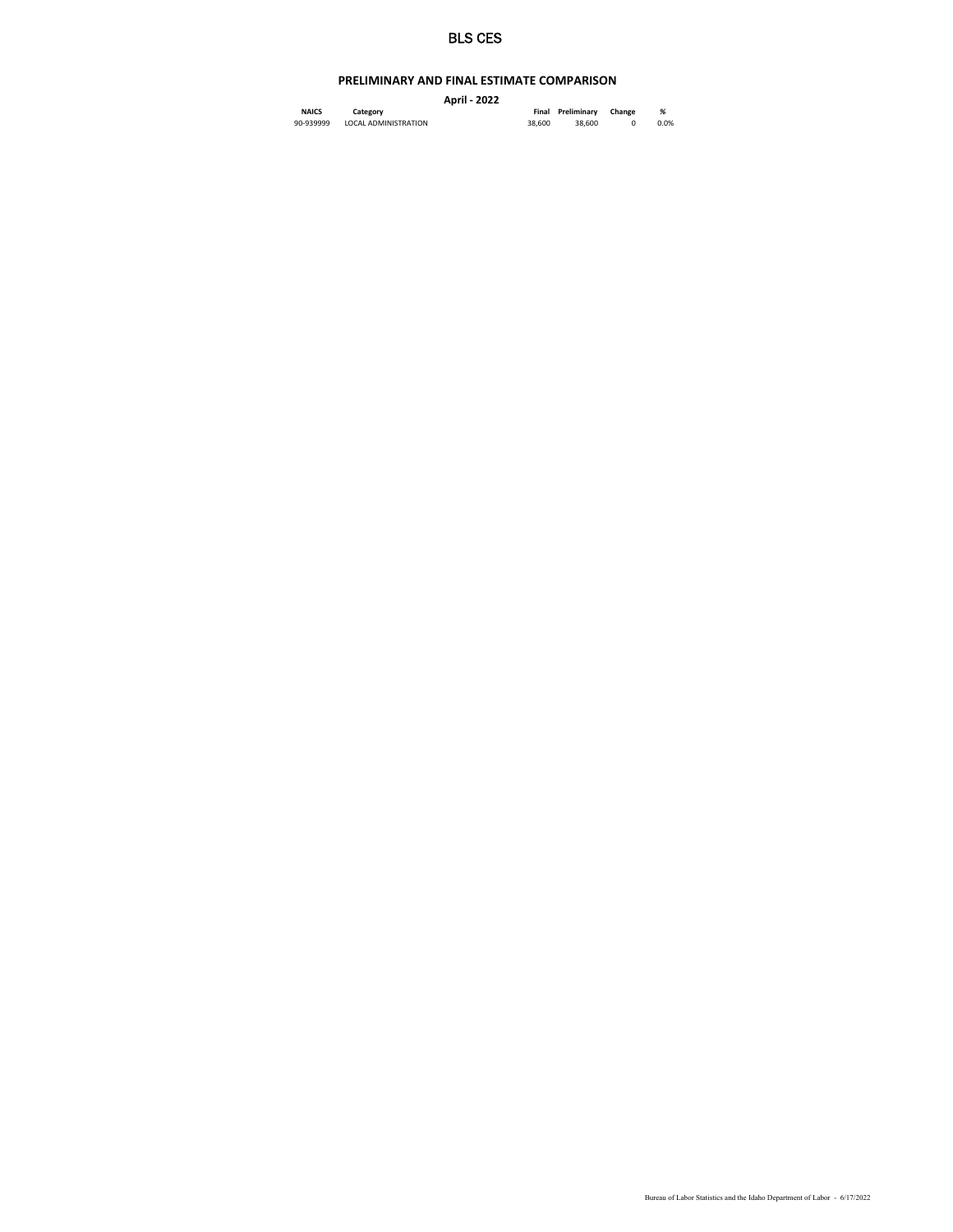# BLS CES

## PRELIMINARY AND FINAL ESTIMATE COMPARISON

### April - 2022

| NAICS | Category | Final | Preliminary | Change | % |
|---|---|---|---|---|---|
| 90-939999 | LOCAL ADMINISTRATION | 38,600 | 38,600 | 0 | 0.0% |

Bureau of Labor Statistics and the Idaho Department of Labor - 6/17/2022